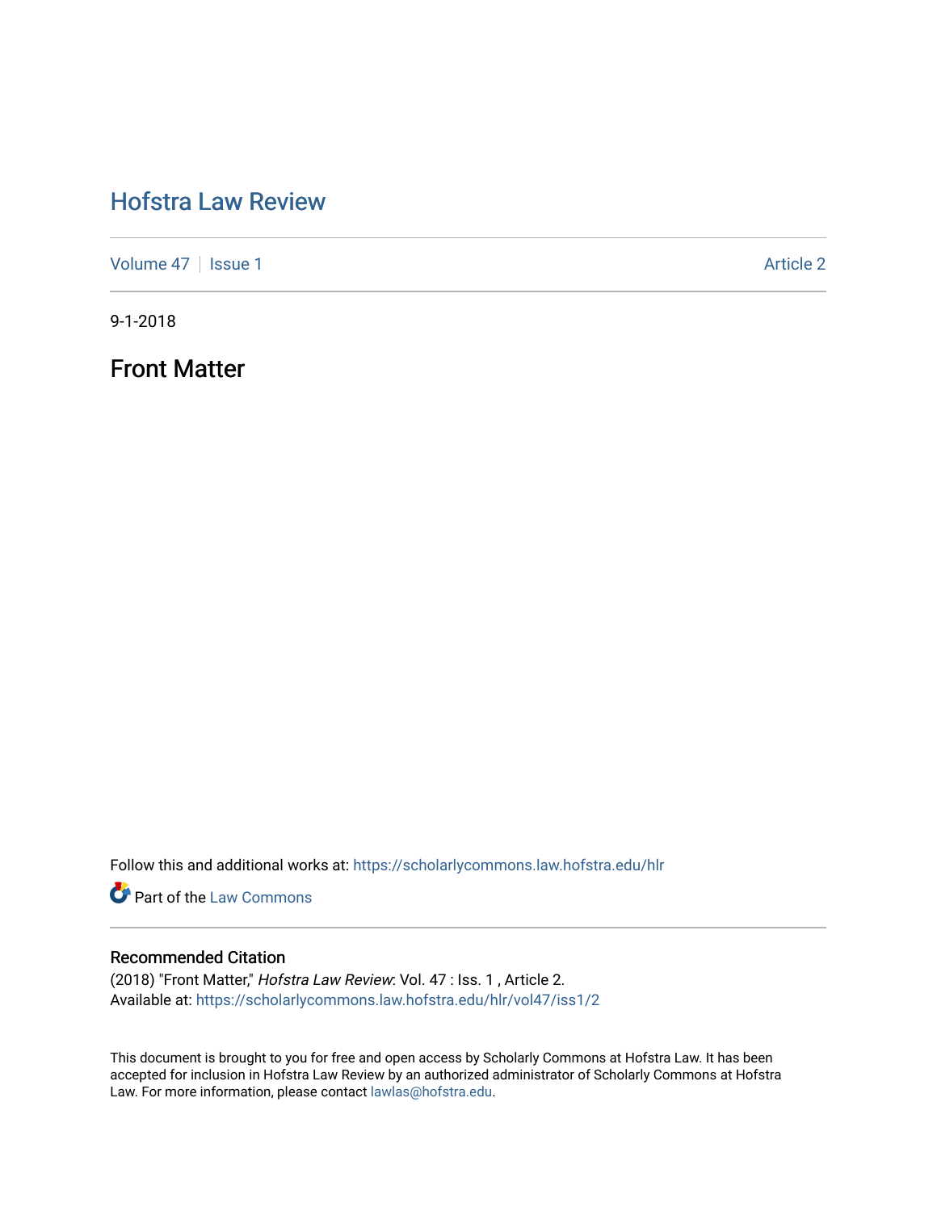# Hofstra Law Review

Volume 47 | Issue 1 Article 2

9-1-2018

## Front Matter

Follow this and additional works at: https://scholarlycommons.law.hofstra.edu/hlr

Part of the Law Commons

### Recommended Citation

(2018) "Front Matter," *Hofstra Law Review*: Vol. 47 : Iss. 1 , Article 2.
Available at: https://scholarlycommons.law.hofstra.edu/hlr/vol47/iss1/2

This document is brought to you for free and open access by Scholarly Commons at Hofstra Law. It has been accepted for inclusion in Hofstra Law Review by an authorized administrator of Scholarly Commons at Hofstra Law. For more information, please contact lawlas@hofstra.edu.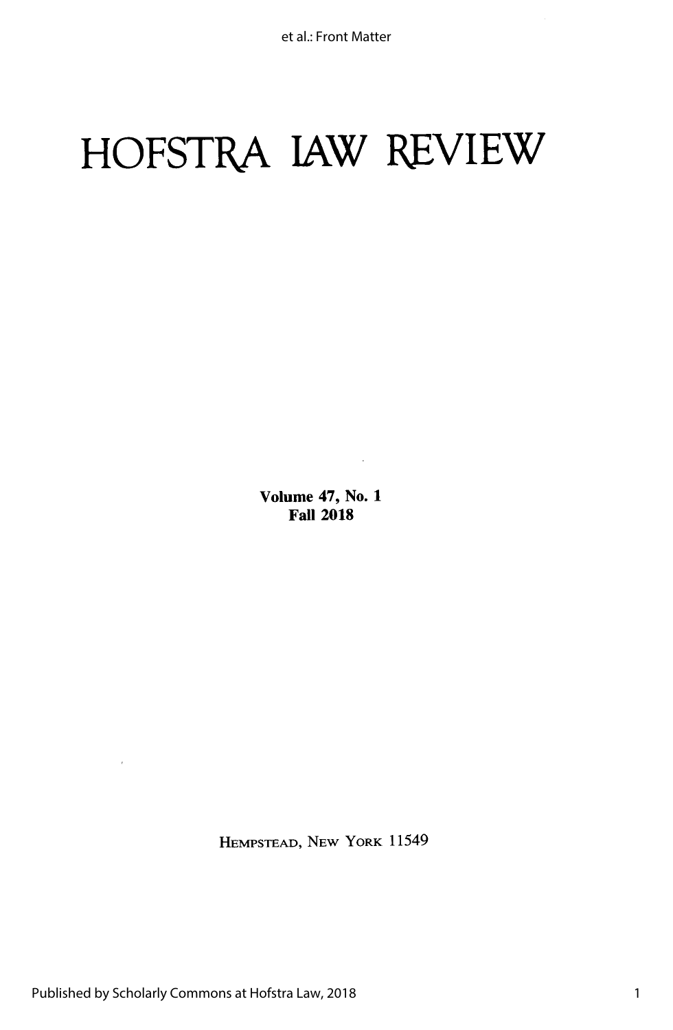# HOFSTRA LAW REVIEW

**Volume 47, No. 1**
**Fall 2018**

HEMPSTEAD, NEW YORK 11549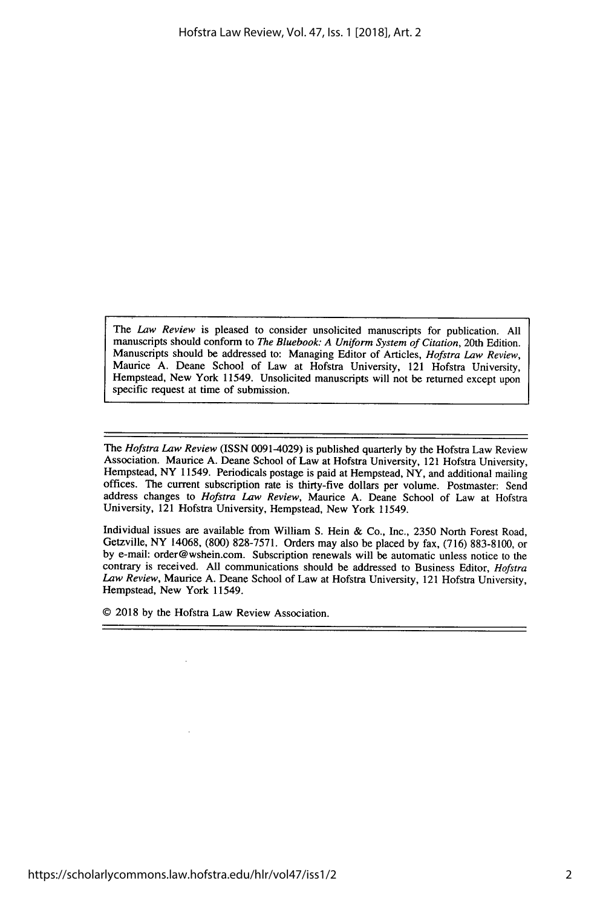The *Law Review* is pleased to consider unsolicited manuscripts for publication. All manuscripts should conform to *The Bluebook: A Uniform System of Citation*, 20th Edition. Manuscripts should be addressed to: Managing Editor of Articles, *Hofstra Law Review*, Maurice A. Deane School of Law at Hofstra University, 121 Hofstra University, Hempstead, New York 11549. Unsolicited manuscripts will not be returned except upon specific request at time of submission.

---

The *Hofstra Law Review* (ISSN 0091-4029) is published quarterly by the Hofstra Law Review Association. Maurice A. Deane School of Law at Hofstra University, 121 Hofstra University, Hempstead, NY 11549. Periodicals postage is paid at Hempstead, NY, and additional mailing offices. The current subscription rate is thirty-five dollars per volume. Postmaster: Send address changes to *Hofstra Law Review*, Maurice A. Deane School of Law at Hofstra University, 121 Hofstra University, Hempstead, New York 11549.

Individual issues are available from William S. Hein & Co., Inc., 2350 North Forest Road, Getzville, NY 14068, (800) 828-7571. Orders may also be placed by fax, (716) 883-8100, or by e-mail: order@wshein.com. Subscription renewals will be automatic unless notice to the contrary is received. All communications should be addressed to Business Editor, *Hofstra Law Review*, Maurice A. Deane School of Law at Hofstra University, 121 Hofstra University, Hempstead, New York 11549.

© 2018 by the Hofstra Law Review Association.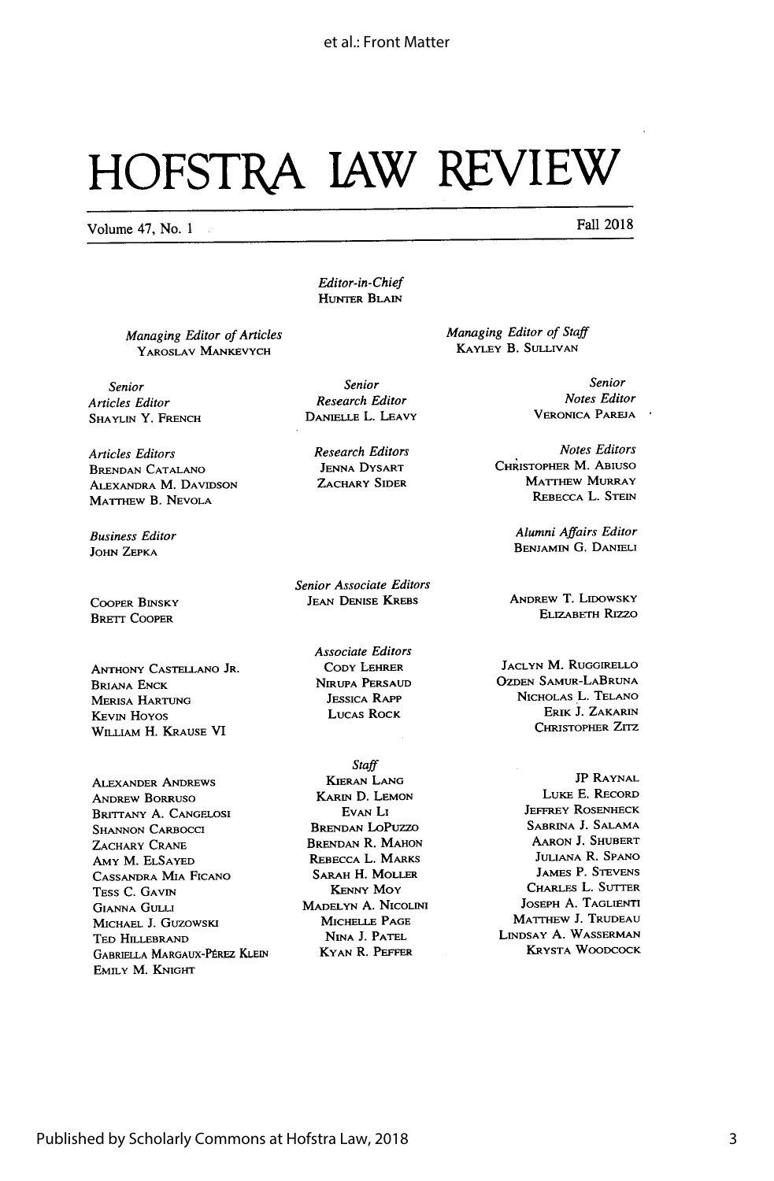# HOFSTRA LAW REVIEW

Volume 47, No. 1 Fall 2018

*Editor-in-Chief*
HUNTER BLAIN

*Managing Editor of Articles*
YAROSLAV MANKEVYCH

*Managing Editor of Staff*
KAYLEY B. SULLIVAN

*Senior Articles Editor*
SHAYLIN Y. FRENCH

*Senior Research Editor*
DANIELLE L. LEAVY

*Senior Notes Editor*
VERONICA PAREJA

*Articles Editors*
BRENDAN CATALANO
ALEXANDRA M. DAVIDSON
MATTHEW B. NEVOLA

*Research Editors*
JENNA DYSART
ZACHARY SIDER

*Notes Editors*
CHRISTOPHER M. ABIUSO
MATTHEW MURRAY
REBECCA L. STEIN

*Business Editor*
JOHN ZEPKA

*Alumni Affairs Editor*
BENJAMIN G. DANIELI

*Senior Associate Editors*
COOPER BINSKY
BRETT COOPER
JEAN DENISE KREBS
ANDREW T. LIDOWSKY
ELIZABETH RIZZO

*Associate Editors*
ANTHONY CASTELLANO JR.
BRIANA ENCK
MERISA HARTUNG
KEVIN HOYOS
WILLIAM H. KRAUSE VI
CODY LEHRER
NIRUPA PERSAUD
JESSICA RAPP
LUCAS ROCK
JACLYN M. RUGGIRELLO
OZDEN SAMUR-LABRUNA
NICHOLAS L. TELANO
ERIK J. ZAKARIN
CHRISTOPHER ZITZ

*Staff*
ALEXANDER ANDREWS
ANDREW BORRUSO
BRITTANY A. CANGELOSI
SHANNON CARBOCCI
ZACHARY CRANE
AMY M. ELSAYED
CASSANDRA MIA FICANO
TESS C. GAVIN
GIANNA GULLI
MICHAEL J. GUZOWSKI
TED HILLEBRAND
GABRIELLA MARGAUX-PÉREZ KLEIN
EMILY M. KNIGHT
KIERAN LANG
KARIN D. LEMON
EVAN LI
BRENDAN LOPUZZO
BRENDAN R. MAHON
REBECCA L. MARKS
SARAH H. MOLLER
KENNY MOY
MADELYN A. NICOLINI
MICHELLE PAGE
NINA J. PATEL
KYAN R. PEFFER
JP RAYNAL
LUKE E. RECORD
JEFFREY ROSENHECK
SABRINA J. SALAMA
AARON J. SHUBERT
JULIANA R. SPANO
JAMES P. STEVENS
CHARLES L. SUTTER
JOSEPH A. TAGLIENTI
MATTHEW J. TRUDEAU
LINDSAY A. WASSERMAN
KRYSTA WOODCOCK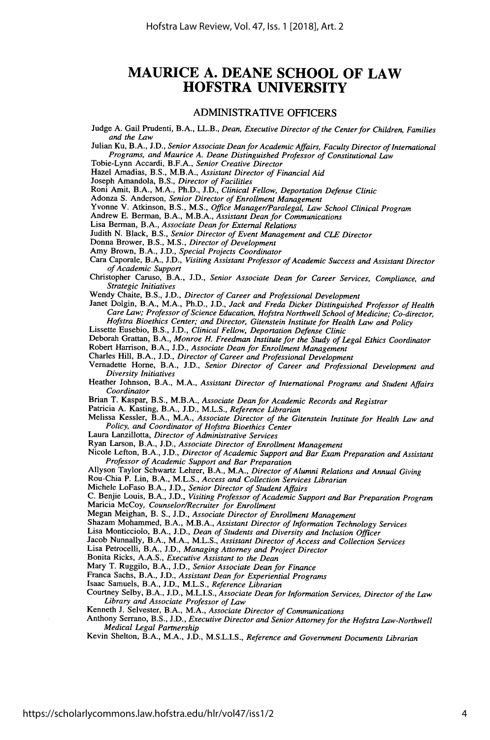# MAURICE A. DEANE SCHOOL OF LAW HOFSTRA UNIVERSITY

## ADMINISTRATIVE OFFICERS

Judge A. Gail Prudenti, B.A., LL.B., *Dean, Executive Director of the Center for Children, Families and the Law*

Julian Ku, B.A., J.D., *Senior Associate Dean for Academic Affairs, Faculty Director of International Programs, and Maurice A. Deane Distinguished Professor of Constitutional Law*

Tobie-Lynn Accardi, B.F.A., *Senior Creative Director*

Hazel Amadias, B.S., M.B.A., *Assistant Director of Financial Aid*

Joseph Amandola, B.S., *Director of Facilities*

Roni Amit, B.A., M.A., Ph.D., J.D., *Clinical Fellow, Deportation Defense Clinic*

Adonza S. Anderson, *Senior Director of Enrollment Management*

Yvonne V. Atkinson, B.S., M.S., *Office Manager/Paralegal, Law School Clinical Program*

Andrew E. Berman, B.A., M.B.A., *Assistant Dean for Communications*

Lisa Berman, B.A., *Associate Dean for External Relations*

Judith N. Black, B.S., *Senior Director of Event Management and CLE Director*

Donna Brower, B.S., M.S., *Director of Development*

Amy Brown, B.A., J.D., *Special Projects Coordinator*

Cara Caporale, B.A., J.D., *Visiting Assistant Professor of Academic Success and Assistant Director of Academic Support*

Christopher Caruso, B.A., J.D., *Senior Associate Dean for Career Services, Compliance, and Strategic Initiatives*

Wendy Chaite, B.S., J.D., *Director of Career and Professional Development*

Janet Dolgin, B.A., M.A., Ph.D., J.D., *Jack and Freda Dicker Distinguished Professor of Health Care Law; Professor of Science Education, Hofstra Northwell School of Medicine; Co-director, Hofstra Bioethics Center; and Director, Gitenstein Institute for Health Law and Policy*

Lissette Eusebio, B.S., J.D., *Clinical Fellow, Deportation Defense Clinic*

Deborah Grattan, B.A., *Monroe H. Freedman Institute for the Study of Legal Ethics Coordinator*

Robert Harrison, B.A., J.D., *Associate Dean for Enrollment Management*

Charles Hill, B.A., J.D., *Director of Career and Professional Development*

Vernadette Horne, B.A., J.D., *Senior Director of Career and Professional Development and Diversity Initiatives*

Heather Johnson, B.A., M.A., *Assistant Director of International Programs and Student Affairs Coordinator*

Brian T. Kaspar, B.S., M.B.A., *Associate Dean for Academic Records and Registrar*

Patricia A. Kasting, B.A., J.D., M.L.S., *Reference Librarian*

Melissa Kessler, B.A., M.A., *Associate Director of the Gitenstein Institute for Health Law and Policy, and Coordinator of Hofstra Bioethics Center*

Laura Lanzillotta, *Director of Administrative Services*

Ryan Larson, B.A., J.D., *Associate Director of Enrollment Management*

Nicole Lefton, B.A., J.D., *Director of Academic Support and Bar Exam Preparation and Assistant Professor of Academic Support and Bar Preparation*

Allyson Taylor Schwartz Lehrer, B.A., M.A., *Director of Alumni Relations and Annual Giving*

Rou-Chia P. Lin, B.A., M.L.S., *Access and Collection Services Librarian*

Michele LoFaso B.A., J.D., *Senior Director of Student Affairs*

C. Benjie Louis, B.A., J.D., *Visiting Professor of Academic Support and Bar Preparation Program*

Maricia McCoy, *Counselor/Recruiter for Enrollment*

Megan Meighan, B. S., J.D., *Associate Director of Enrollment Management*

Shazam Mohammed, B.A., M.B.A., *Assistant Director of Information Technology Services*

Lisa Monticciolo, B.A., J.D., *Dean of Students and Diversity and Inclusion Officer*

Jacob Nunnally, B.A., M.A., M.L.S., *Assistant Director of Access and Collection Services*

Lisa Petrocelli, B.A., J.D., *Managing Attorney and Project Director*

Bonita Ricks, A.A.S., *Executive Assistant to the Dean*

Mary T. Ruggilo, B.A., J.D., *Senior Associate Dean for Finance*

Franca Sachs, B.A., J.D., *Assistant Dean for Experiential Programs*

Isaac Samuels, B.A., J.D., M.L.S., *Reference Librarian*

Courtney Selby, B.A., J.D., M.L.I.S., *Associate Dean for Information Services, Director of the Law Library and Associate Professor of Law*

Kenneth J. Selvester, B.A., M.A., *Associate Director of Communications*

Anthony Serrano, B.S., J.D., *Executive Director and Senior Attorney for the Hofstra Law-Northwell Medical Legal Partnership*

Kevin Shelton, B.A., M.A., J.D., M.S.L.I.S., *Reference and Government Documents Librarian*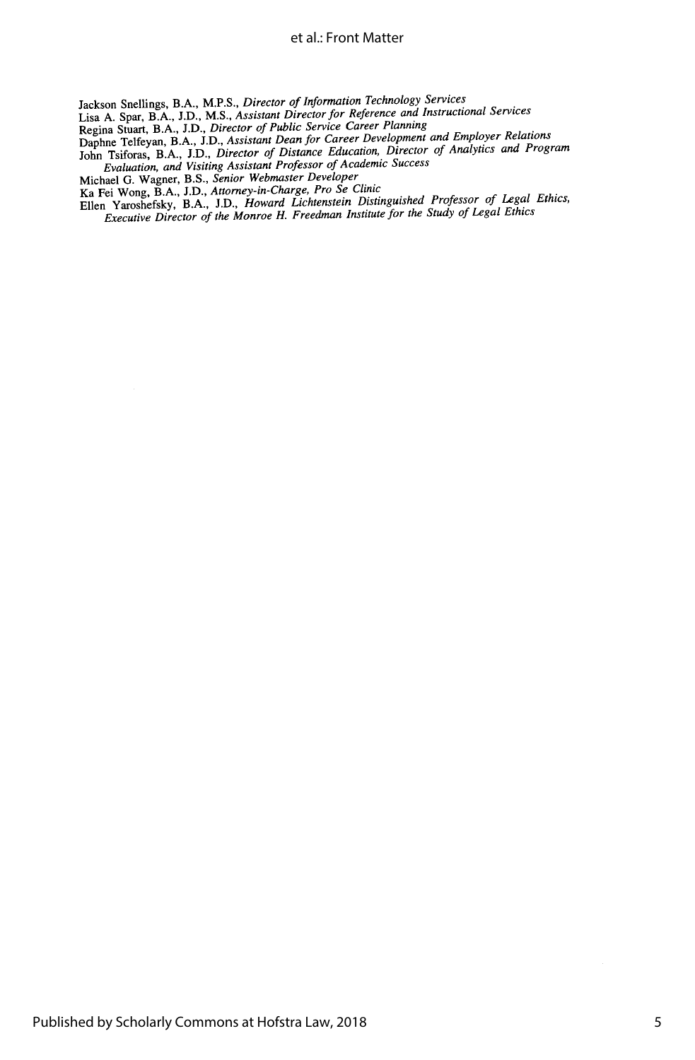Jackson Snellings, B.A., M.P.S., *Director of Information Technology Services*
Lisa A. Spar, B.A., J.D., M.S., *Assistant Director for Reference and Instructional Services*
Regina Stuart, B.A., J.D., *Director of Public Service Career Planning*
Daphne Telfeyan, B.A., J.D., *Assistant Dean for Career Development and Employer Relations*
John Tsiforas, B.A., J.D., *Director of Distance Education, Director of Analytics and Program Evaluation, and Visiting Assistant Professor of Academic Success*
Michael G. Wagner, B.S., *Senior Webmaster Developer*
Ka Fei Wong, B.A., J.D., *Attorney-in-Charge, Pro Se Clinic*
Ellen Yaroshefsky, B.A., J.D., *Howard Lichtenstein Distinguished Professor of Legal Ethics, Executive Director of the Monroe H. Freedman Institute for the Study of Legal Ethics*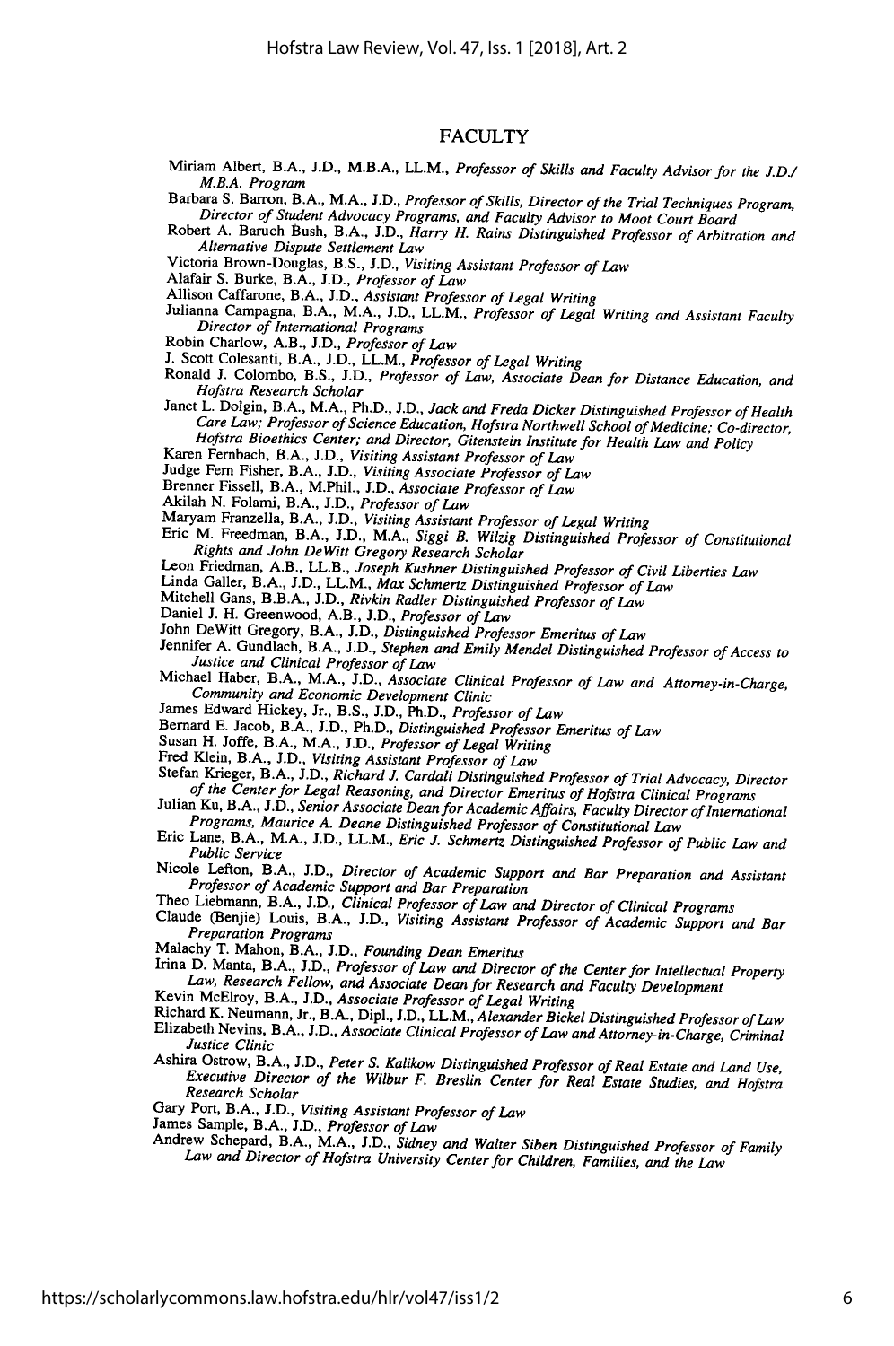## FACULTY

Miriam Albert, B.A., J.D., M.B.A., LL.M., *Professor of Skills and Faculty Advisor for the J.D./M.B.A. Program*

Barbara S. Barron, B.A., M.A., J.D., *Professor of Skills, Director of the Trial Techniques Program, Director of Student Advocacy Programs, and Faculty Advisor to Moot Court Board*

Robert A. Baruch Bush, B.A., J.D., *Harry H. Rains Distinguished Professor of Arbitration and Alternative Dispute Settlement Law*

Victoria Brown-Douglas, B.S., J.D., *Visiting Assistant Professor of Law*

Alafair S. Burke, B.A., J.D., *Professor of Law*

Allison Caffarone, B.A., J.D., *Assistant Professor of Legal Writing*

Julianna Campagna, B.A., M.A., J.D., LL.M., *Professor of Legal Writing and Assistant Faculty Director of International Programs*

Robin Charlow, A.B., J.D., *Professor of Law*

J. Scott Colesanti, B.A., J.D., LL.M., *Professor of Legal Writing*

Ronald J. Colombo, B.S., J.D., *Professor of Law, Associate Dean for Distance Education, and Hofstra Research Scholar*

Janet L. Dolgin, B.A., M.A., Ph.D., J.D., *Jack and Freda Dicker Distinguished Professor of Health Care Law; Professor of Science Education, Hofstra Northwell School of Medicine; Co-director, Hofstra Bioethics Center; and Director, Gitenstein Institute for Health Law and Policy*

Karen Fernbach, B.A., J.D., *Visiting Assistant Professor of Law*

Judge Fern Fisher, B.A., J.D., *Visiting Associate Professor of Law*

Brenner Fissell, B.A., M.Phil., J.D., *Associate Professor of Law*

Akilah N. Folami, B.A., J.D., *Professor of Law*

Maryam Franzella, B.A., J.D., *Visiting Assistant Professor of Legal Writing*

Eric M. Freedman, B.A., J.D., M.A., *Siggi B. Wilzig Distinguished Professor of Constitutional Rights and John DeWitt Gregory Research Scholar*

Leon Friedman, A.B., LL.B., *Joseph Kushner Distinguished Professor of Civil Liberties Law*

Linda Galler, B.A., J.D., LL.M., *Max Schmertz Distinguished Professor of Law*

Mitchell Gans, B.B.A., J.D., *Rivkin Radler Distinguished Professor of Law*

Daniel J. H. Greenwood, A.B., J.D., *Professor of Law*

John DeWitt Gregory, B.A., J.D., *Distinguished Professor Emeritus of Law*

Jennifer A. Gundlach, B.A., J.D., *Stephen and Emily Mendel Distinguished Professor of Access to Justice and Clinical Professor of Law*

Michael Haber, B.A., M.A., J.D., *Associate Clinical Professor of Law and Attorney-in-Charge, Community and Economic Development Clinic*

James Edward Hickey, Jr., B.S., J.D., Ph.D., *Professor of Law*

Bernard E. Jacob, B.A., J.D., Ph.D., *Distinguished Professor Emeritus of Law*

Susan H. Joffe, B.A., M.A., J.D., *Professor of Legal Writing*

Fred Klein, B.A., J.D., *Visiting Assistant Professor of Law*

Stefan Krieger, B.A., J.D., *Richard J. Cardali Distinguished Professor of Trial Advocacy, Director of the Center for Legal Reasoning, and Director Emeritus of Hofstra Clinical Programs*

Julian Ku, B.A., J.D., *Senior Associate Dean for Academic Affairs, Faculty Director of International Programs, Maurice A. Deane Distinguished Professor of Constitutional Law*

Eric Lane, B.A., M.A., J.D., LL.M., *Eric J. Schmertz Distinguished Professor of Public Law and Public Service*

Nicole Lefton, B.A., J.D., *Director of Academic Support and Bar Preparation and Assistant Professor of Academic Support and Bar Preparation*

Theo Liebmann, B.A., J.D., *Clinical Professor of Law and Director of Clinical Programs*

Claude (Benjie) Louis, B.A., J.D., *Visiting Assistant Professor of Academic Support and Bar Preparation Programs*

Malachy T. Mahon, B.A., J.D., *Founding Dean Emeritus*

Irina D. Manta, B.A., J.D., *Professor of Law and Director of the Center for Intellectual Property Law, Research Fellow, and Associate Dean for Research and Faculty Development*

Kevin McElroy, B.A., J.D., *Associate Professor of Legal Writing*

Richard K. Neumann, Jr., B.A., Dipl., J.D., LL.M., *Alexander Bickel Distinguished Professor of Law*

Elizabeth Nevins, B.A., J.D., *Associate Clinical Professor of Law and Attorney-in-Charge, Criminal Justice Clinic*

Ashira Ostrow, B.A., J.D., *Peter S. Kalikow Distinguished Professor of Real Estate and Land Use, Executive Director of the Wilbur F. Breslin Center for Real Estate Studies, and Hofstra Research Scholar*

Gary Port, B.A., J.D., *Visiting Assistant Professor of Law*

James Sample, B.A., J.D., *Professor of Law*

Andrew Schepard, B.A., M.A., J.D., *Sidney and Walter Siben Distinguished Professor of Family Law and Director of Hofstra University Center for Children, Families, and the Law*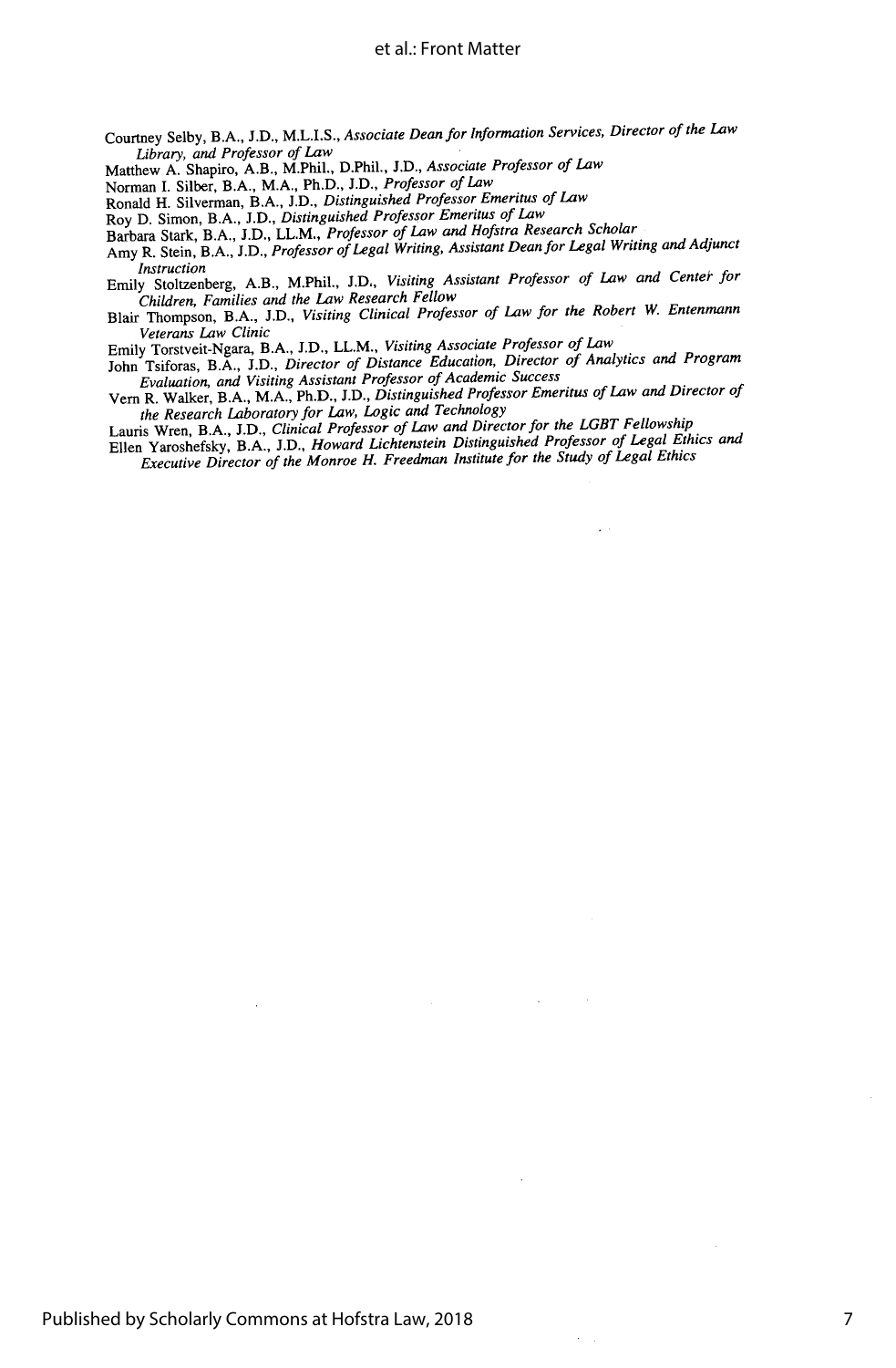Courtney Selby, B.A., J.D., M.L.I.S., *Associate Dean for Information Services, Director of the Law Library, and Professor of Law*
Matthew A. Shapiro, A.B., M.Phil., D.Phil., J.D., *Associate Professor of Law*
Norman I. Silber, B.A., M.A., Ph.D., J.D., *Professor of Law*
Ronald H. Silverman, B.A., J.D., *Distinguished Professor Emeritus of Law*
Roy D. Simon, B.A., J.D., *Distinguished Professor Emeritus of Law*
Barbara Stark, B.A., J.D., LL.M., *Professor of Law and Hofstra Research Scholar*
Amy R. Stein, B.A., J.D., *Professor of Legal Writing, Assistant Dean for Legal Writing and Adjunct Instruction*
Emily Stoltzenberg, A.B., M.Phil., J.D., *Visiting Assistant Professor of Law and Center for Children, Families and the Law Research Fellow*
Blair Thompson, B.A., J.D., *Visiting Clinical Professor of Law for the Robert W. Entenmann Veterans Law Clinic*
Emily Torstveit-Ngara, B.A., J.D., LL.M., *Visiting Associate Professor of Law*
John Tsiforas, B.A., J.D., *Director of Distance Education, Director of Analytics and Program Evaluation, and Visiting Assistant Professor of Academic Success*
Vern R. Walker, B.A., M.A., Ph.D., J.D., *Distinguished Professor Emeritus of Law and Director of the Research Laboratory for Law, Logic and Technology*
Lauris Wren, B.A., J.D., *Clinical Professor of Law and Director for the LGBT Fellowship*
Ellen Yaroshefsky, B.A., J.D., *Howard Lichtenstein Distinguished Professor of Legal Ethics and Executive Director of the Monroe H. Freedman Institute for the Study of Legal Ethics*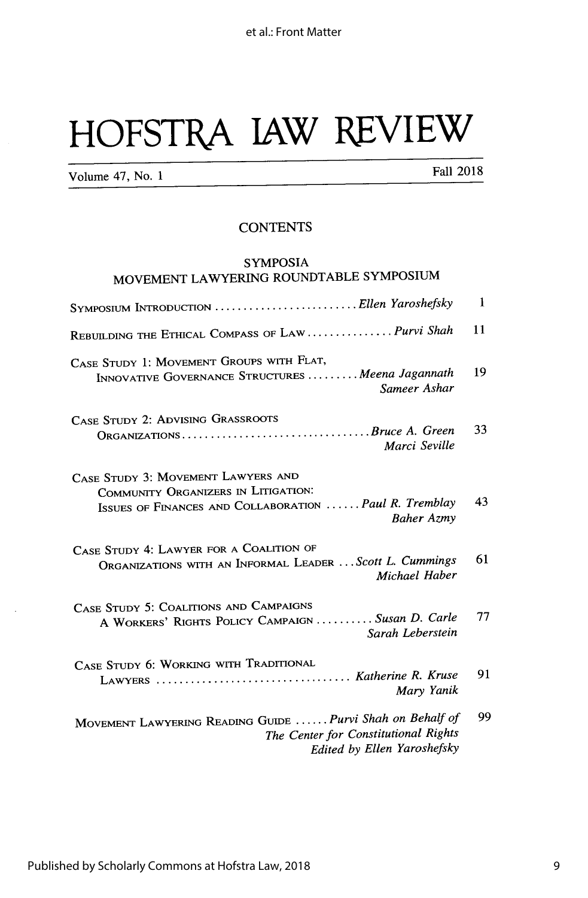# HOFSTRA LAW REVIEW

Volume 47, No. 1 — Fall 2018

## CONTENTS

### SYMPOSIA

### MOVEMENT LAWYERING ROUNDTABLE SYMPOSIUM

SYMPOSIUM INTRODUCTION ......................... *Ellen Yaroshefsky* 1

REBUILDING THE ETHICAL COMPASS OF LAW ............... *Purvi Shah* 11

CASE STUDY 1: MOVEMENT GROUPS WITH FLAT, INNOVATIVE GOVERNANCE STRUCTURES ......... *Meena Jagannath*, *Sameer Ashar* 19

CASE STUDY 2: ADVISING GRASSROOTS ORGANIZATIONS ................................ *Bruce A. Green*, *Marci Seville* 33

CASE STUDY 3: MOVEMENT LAWYERS AND COMMUNITY ORGANIZERS IN LITIGATION: ISSUES OF FINANCES AND COLLABORATION ...... *Paul R. Tremblay*, *Baher Azmy* 43

CASE STUDY 4: LAWYER FOR A COALITION OF ORGANIZATIONS WITH AN INFORMAL LEADER ... *Scott L. Cummings*, *Michael Haber* 61

CASE STUDY 5: COALITIONS AND CAMPAIGNS A WORKERS' RIGHTS POLICY CAMPAIGN .......... *Susan D. Carle*, *Sarah Leberstein* 77

CASE STUDY 6: WORKING WITH TRADITIONAL LAWYERS .................................. *Katherine R. Kruse*, *Mary Yanik* 91

MOVEMENT LAWYERING READING GUIDE ...... *Purvi Shah on Behalf of The Center for Constitutional Rights*, *Edited by Ellen Yaroshefsky* 99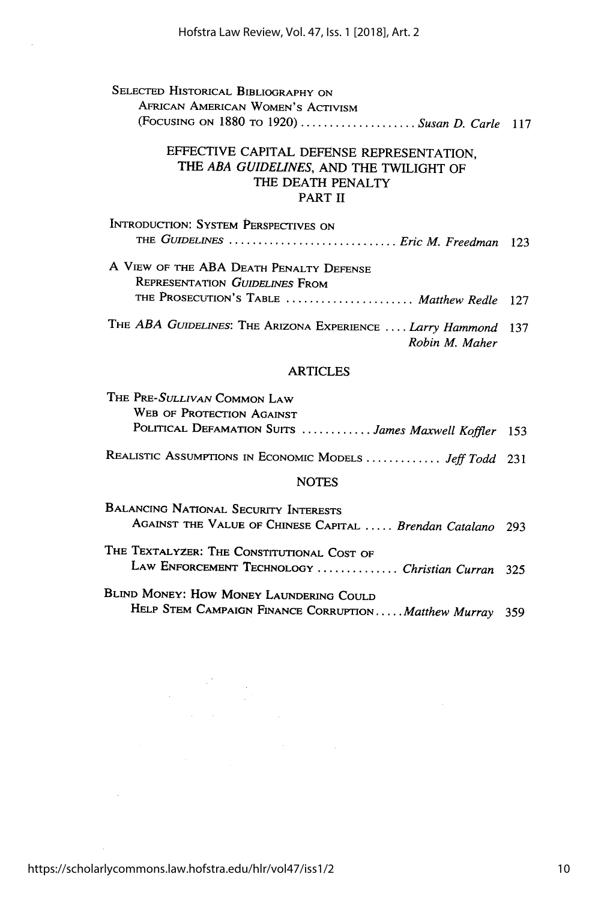Selected Historical Bibliography on African American Women's Activism (Focusing on 1880 to 1920) .................... *Susan D. Carle* 117

## EFFECTIVE CAPITAL DEFENSE REPRESENTATION, THE *ABA GUIDELINES*, AND THE TWILIGHT OF THE DEATH PENALTY PART II

Introduction: System Perspectives on the *Guidelines* ............................. *Eric M. Freedman* 123

A View of the ABA Death Penalty Defense Representation *Guidelines* From the Prosecution's Table ...................... *Matthew Redle* 127

The *ABA Guidelines*: The Arizona Experience .... *Larry Hammond* *Robin M. Maher* 137

## ARTICLES

The Pre-*Sullivan* Common Law Web of Protection Against Political Defamation Suits ............ *James Maxwell Koffler* 153

Realistic Assumptions in Economic Models ............. *Jeff Todd* 231

## NOTES

Balancing National Security Interests Against the Value of Chinese Capital ..... *Brendan Catalano* 293

The Textalyzer: The Constitutional Cost of Law Enforcement Technology .............. *Christian Curran* 325

Blind Money: How Money Laundering Could Help Stem Campaign Finance Corruption ..... *Matthew Murray* 359